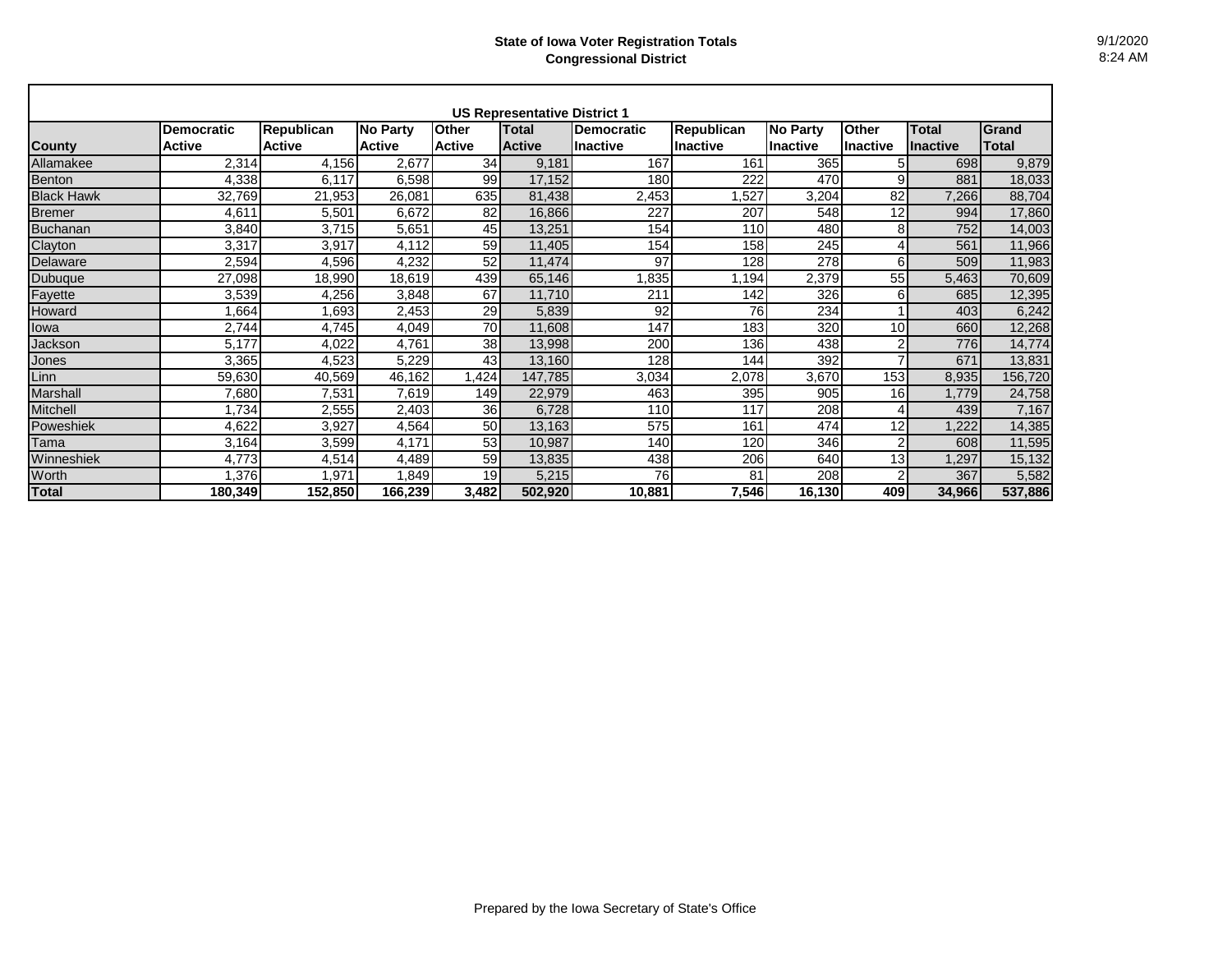# State of Iowa Voter Registration Totals
## Congressional District

9/1/2020
8:24 AM

| US Representative District 1 | | | | | | | | | | | |
|---|---|---|---|---|---|---|---|---|---|---|---|
| **County** | **Democratic Active** | **Republican Active** | **No Party Active** | **Other Active** | **Total Active** | **Democratic Inactive** | **Republican Inactive** | **No Party Inactive** | **Other Inactive** | **Total Inactive** | **Grand Total** |
| Allamakee | 2,314 | 4,156 | 2,677 | 34 | 9,181 | 167 | 161 | 365 | 5 | 698 | 9,879 |
| Benton | 4,338 | 6,117 | 6,598 | 99 | 17,152 | 180 | 222 | 470 | 9 | 881 | 18,033 |
| Black Hawk | 32,769 | 21,953 | 26,081 | 635 | 81,438 | 2,453 | 1,527 | 3,204 | 82 | 7,266 | 88,704 |
| Bremer | 4,611 | 5,501 | 6,672 | 82 | 16,866 | 227 | 207 | 548 | 12 | 994 | 17,860 |
| Buchanan | 3,840 | 3,715 | 5,651 | 45 | 13,251 | 154 | 110 | 480 | 8 | 752 | 14,003 |
| Clayton | 3,317 | 3,917 | 4,112 | 59 | 11,405 | 154 | 158 | 245 | 4 | 561 | 11,966 |
| Delaware | 2,594 | 4,596 | 4,232 | 52 | 11,474 | 97 | 128 | 278 | 6 | 509 | 11,983 |
| Dubuque | 27,098 | 18,990 | 18,619 | 439 | 65,146 | 1,835 | 1,194 | 2,379 | 55 | 5,463 | 70,609 |
| Fayette | 3,539 | 4,256 | 3,848 | 67 | 11,710 | 211 | 142 | 326 | 6 | 685 | 12,395 |
| Howard | 1,664 | 1,693 | 2,453 | 29 | 5,839 | 92 | 76 | 234 | 1 | 403 | 6,242 |
| Iowa | 2,744 | 4,745 | 4,049 | 70 | 11,608 | 147 | 183 | 320 | 10 | 660 | 12,268 |
| Jackson | 5,177 | 4,022 | 4,761 | 38 | 13,998 | 200 | 136 | 438 | 2 | 776 | 14,774 |
| Jones | 3,365 | 4,523 | 5,229 | 43 | 13,160 | 128 | 144 | 392 | 7 | 671 | 13,831 |
| Linn | 59,630 | 40,569 | 46,162 | 1,424 | 147,785 | 3,034 | 2,078 | 3,670 | 153 | 8,935 | 156,720 |
| Marshall | 7,680 | 7,531 | 7,619 | 149 | 22,979 | 463 | 395 | 905 | 16 | 1,779 | 24,758 |
| Mitchell | 1,734 | 2,555 | 2,403 | 36 | 6,728 | 110 | 117 | 208 | 4 | 439 | 7,167 |
| Poweshiek | 4,622 | 3,927 | 4,564 | 50 | 13,163 | 575 | 161 | 474 | 12 | 1,222 | 14,385 |
| Tama | 3,164 | 3,599 | 4,171 | 53 | 10,987 | 140 | 120 | 346 | 2 | 608 | 11,595 |
| Winneshiek | 4,773 | 4,514 | 4,489 | 59 | 13,835 | 438 | 206 | 640 | 13 | 1,297 | 15,132 |
| Worth | 1,376 | 1,971 | 1,849 | 19 | 5,215 | 76 | 81 | 208 | 2 | 367 | 5,582 |
| **Total** | **180,349** | **152,850** | **166,239** | **3,482** | **502,920** | **10,881** | **7,546** | **16,130** | **409** | **34,966** | **537,886** |

Prepared by the Iowa Secretary of State's Office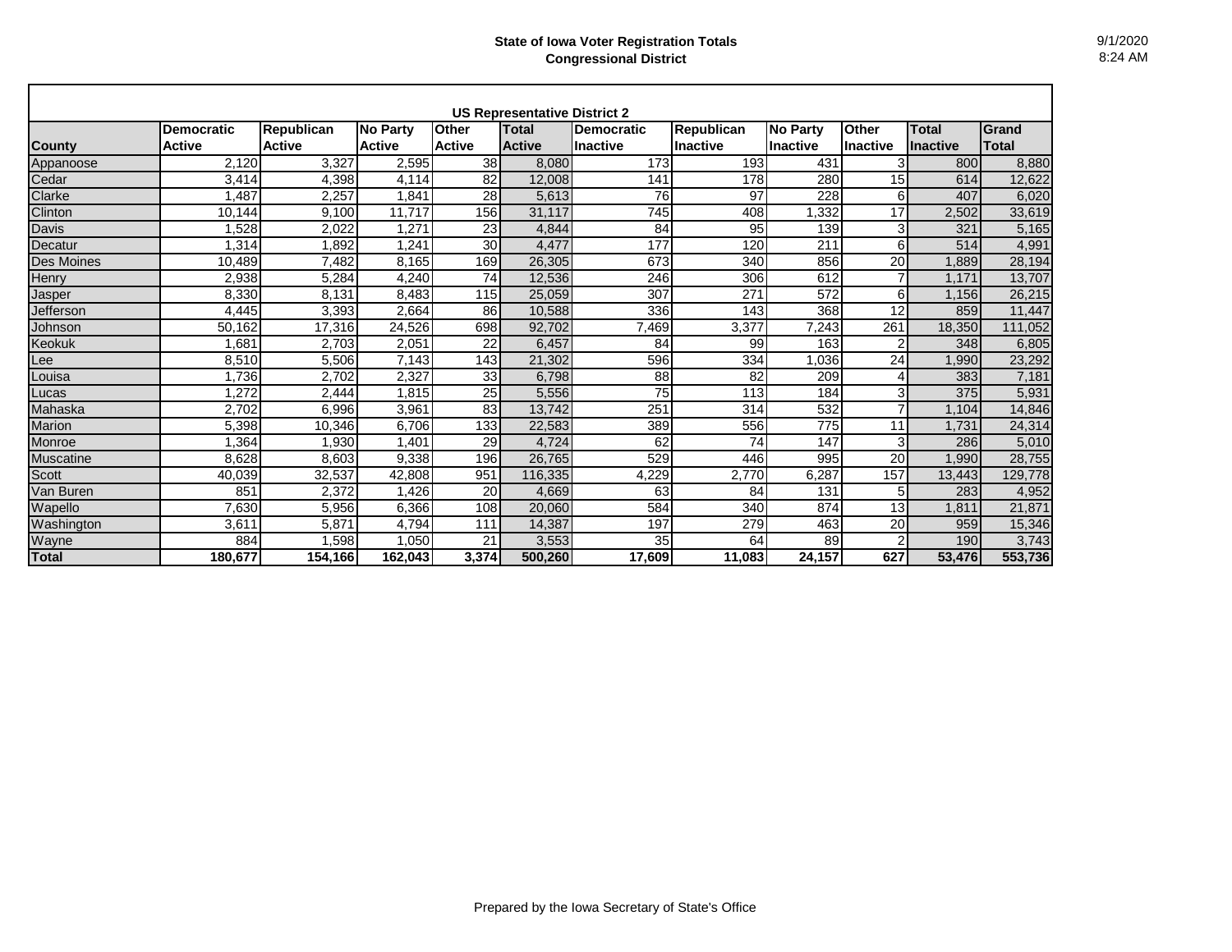**State of Iowa Voter Registration Totals**
**Congressional District**

9/1/2020
8:24 AM

| US Representative District 2 | | | | | | | | | | | |
|---|---|---|---|---|---|---|---|---|---|---|---|
| **County** | **Democratic Active** | **Republican Active** | **No Party Active** | **Other Active** | **Total Active** | **Democratic Inactive** | **Republican Inactive** | **No Party Inactive** | **Other Inactive** | **Total Inactive** | **Grand Total** |
| Appanoose | 2,120 | 3,327 | 2,595 | 38 | 8,080 | 173 | 193 | 431 | 3 | 800 | 8,880 |
| Cedar | 3,414 | 4,398 | 4,114 | 82 | 12,008 | 141 | 178 | 280 | 15 | 614 | 12,622 |
| Clarke | 1,487 | 2,257 | 1,841 | 28 | 5,613 | 76 | 97 | 228 | 6 | 407 | 6,020 |
| Clinton | 10,144 | 9,100 | 11,717 | 156 | 31,117 | 745 | 408 | 1,332 | 17 | 2,502 | 33,619 |
| Davis | 1,528 | 2,022 | 1,271 | 23 | 4,844 | 84 | 95 | 139 | 3 | 321 | 5,165 |
| Decatur | 1,314 | 1,892 | 1,241 | 30 | 4,477 | 177 | 120 | 211 | 6 | 514 | 4,991 |
| Des Moines | 10,489 | 7,482 | 8,165 | 169 | 26,305 | 673 | 340 | 856 | 20 | 1,889 | 28,194 |
| Henry | 2,938 | 5,284 | 4,240 | 74 | 12,536 | 246 | 306 | 612 | 7 | 1,171 | 13,707 |
| Jasper | 8,330 | 8,131 | 8,483 | 115 | 25,059 | 307 | 271 | 572 | 6 | 1,156 | 26,215 |
| Jefferson | 4,445 | 3,393 | 2,664 | 86 | 10,588 | 336 | 143 | 368 | 12 | 859 | 11,447 |
| Johnson | 50,162 | 17,316 | 24,526 | 698 | 92,702 | 7,469 | 3,377 | 7,243 | 261 | 18,350 | 111,052 |
| Keokuk | 1,681 | 2,703 | 2,051 | 22 | 6,457 | 84 | 99 | 163 | 2 | 348 | 6,805 |
| Lee | 8,510 | 5,506 | 7,143 | 143 | 21,302 | 596 | 334 | 1,036 | 24 | 1,990 | 23,292 |
| Louisa | 1,736 | 2,702 | 2,327 | 33 | 6,798 | 88 | 82 | 209 | 4 | 383 | 7,181 |
| Lucas | 1,272 | 2,444 | 1,815 | 25 | 5,556 | 75 | 113 | 184 | 3 | 375 | 5,931 |
| Mahaska | 2,702 | 6,996 | 3,961 | 83 | 13,742 | 251 | 314 | 532 | 7 | 1,104 | 14,846 |
| Marion | 5,398 | 10,346 | 6,706 | 133 | 22,583 | 389 | 556 | 775 | 11 | 1,731 | 24,314 |
| Monroe | 1,364 | 1,930 | 1,401 | 29 | 4,724 | 62 | 74 | 147 | 3 | 286 | 5,010 |
| Muscatine | 8,628 | 8,603 | 9,338 | 196 | 26,765 | 529 | 446 | 995 | 20 | 1,990 | 28,755 |
| Scott | 40,039 | 32,537 | 42,808 | 951 | 116,335 | 4,229 | 2,770 | 6,287 | 157 | 13,443 | 129,778 |
| Van Buren | 851 | 2,372 | 1,426 | 20 | 4,669 | 63 | 84 | 131 | 5 | 283 | 4,952 |
| Wapello | 7,630 | 5,956 | 6,366 | 108 | 20,060 | 584 | 340 | 874 | 13 | 1,811 | 21,871 |
| Washington | 3,611 | 5,871 | 4,794 | 111 | 14,387 | 197 | 279 | 463 | 20 | 959 | 15,346 |
| Wayne | 884 | 1,598 | 1,050 | 21 | 3,553 | 35 | 64 | 89 | 2 | 190 | 3,743 |
| **Total** | **180,677** | **154,166** | **162,043** | **3,374** | **500,260** | **17,609** | **11,083** | **24,157** | **627** | **53,476** | **553,736** |

Prepared by the Iowa Secretary of State's Office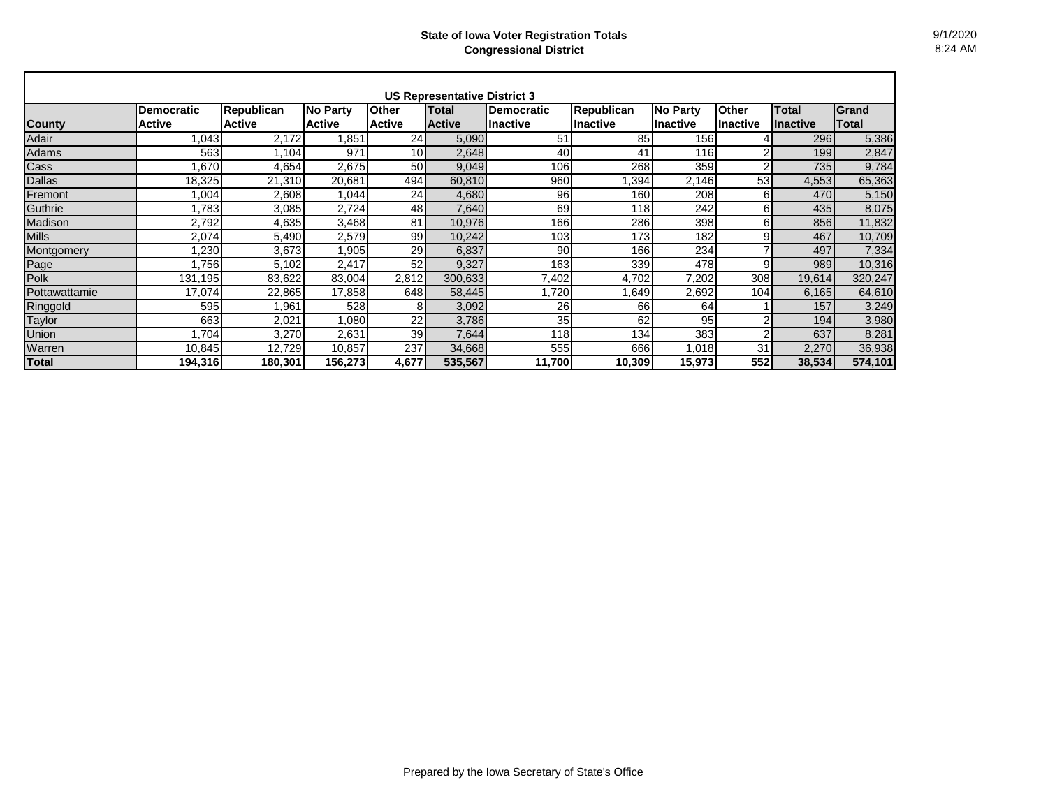**State of Iowa Voter Registration Totals**
**Congressional District**

9/1/2020
8:24 AM

| US Representative District 3 | | | | | | | | | | | |
|---|---|---|---|---|---|---|---|---|---|---|---|
| **County** | **Democratic Active** | **Republican Active** | **No Party Active** | **Other Active** | **Total Active** | **Democratic Inactive** | **Republican Inactive** | **No Party Inactive** | **Other Inactive** | **Total Inactive** | **Grand Total** |
| Adair | 1,043 | 2,172 | 1,851 | 24 | 5,090 | 51 | 85 | 156 | 4 | 296 | 5,386 |
| Adams | 563 | 1,104 | 971 | 10 | 2,648 | 40 | 41 | 116 | 2 | 199 | 2,847 |
| Cass | 1,670 | 4,654 | 2,675 | 50 | 9,049 | 106 | 268 | 359 | 2 | 735 | 9,784 |
| Dallas | 18,325 | 21,310 | 20,681 | 494 | 60,810 | 960 | 1,394 | 2,146 | 53 | 4,553 | 65,363 |
| Fremont | 1,004 | 2,608 | 1,044 | 24 | 4,680 | 96 | 160 | 208 | 6 | 470 | 5,150 |
| Guthrie | 1,783 | 3,085 | 2,724 | 48 | 7,640 | 69 | 118 | 242 | 6 | 435 | 8,075 |
| Madison | 2,792 | 4,635 | 3,468 | 81 | 10,976 | 166 | 286 | 398 | 6 | 856 | 11,832 |
| Mills | 2,074 | 5,490 | 2,579 | 99 | 10,242 | 103 | 173 | 182 | 9 | 467 | 10,709 |
| Montgomery | 1,230 | 3,673 | 1,905 | 29 | 6,837 | 90 | 166 | 234 | 7 | 497 | 7,334 |
| Page | 1,756 | 5,102 | 2,417 | 52 | 9,327 | 163 | 339 | 478 | 9 | 989 | 10,316 |
| Polk | 131,195 | 83,622 | 83,004 | 2,812 | 300,633 | 7,402 | 4,702 | 7,202 | 308 | 19,614 | 320,247 |
| Pottawattamie | 17,074 | 22,865 | 17,858 | 648 | 58,445 | 1,720 | 1,649 | 2,692 | 104 | 6,165 | 64,610 |
| Ringgold | 595 | 1,961 | 528 | 8 | 3,092 | 26 | 66 | 64 | 1 | 157 | 3,249 |
| Taylor | 663 | 2,021 | 1,080 | 22 | 3,786 | 35 | 62 | 95 | 2 | 194 | 3,980 |
| Union | 1,704 | 3,270 | 2,631 | 39 | 7,644 | 118 | 134 | 383 | 2 | 637 | 8,281 |
| Warren | 10,845 | 12,729 | 10,857 | 237 | 34,668 | 555 | 666 | 1,018 | 31 | 2,270 | 36,938 |
| **Total** | **194,316** | **180,301** | **156,273** | **4,677** | **535,567** | **11,700** | **10,309** | **15,973** | **552** | **38,534** | **574,101** |

Prepared by the Iowa Secretary of State's Office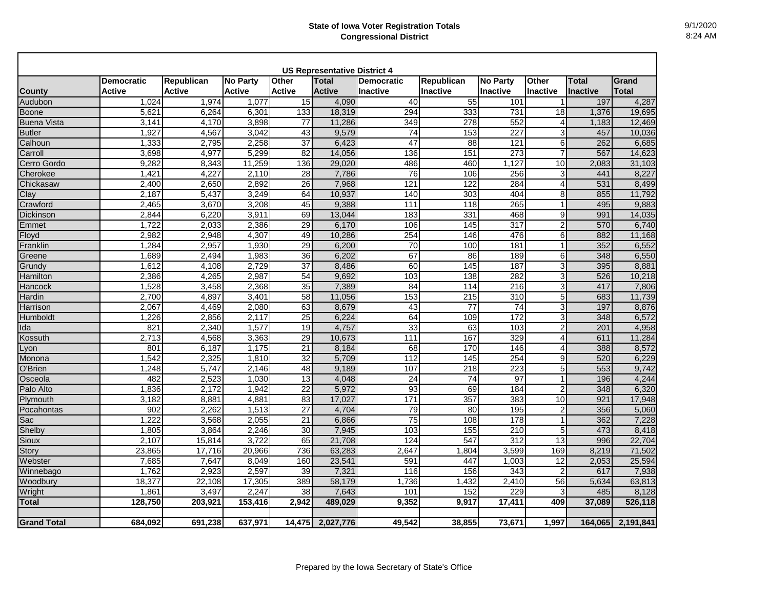**State of Iowa Voter Registration Totals**
**Congressional District**

9/1/2020
8:24 AM

| US Representative District 4 | | | | | | | | | | | |
|---|---|---|---|---|---|---|---|---|---|---|---|
| County | Democratic Active | Republican Active | No Party Active | Other Active | Total Active | Democratic Inactive | Republican Inactive | No Party Inactive | Other Inactive | Total Inactive | Grand Total |
| Audubon | 1,024 | 1,974 | 1,077 | 15 | 4,090 | 40 | 55 | 101 | 1 | 197 | 4,287 |
| Boone | 5,621 | 6,264 | 6,301 | 133 | 18,319 | 294 | 333 | 731 | 18 | 1,376 | 19,695 |
| Buena Vista | 3,141 | 4,170 | 3,898 | 77 | 11,286 | 349 | 278 | 552 | 4 | 1,183 | 12,469 |
| Butler | 1,927 | 4,567 | 3,042 | 43 | 9,579 | 74 | 153 | 227 | 3 | 457 | 10,036 |
| Calhoun | 1,333 | 2,795 | 2,258 | 37 | 6,423 | 47 | 88 | 121 | 6 | 262 | 6,685 |
| Carroll | 3,698 | 4,977 | 5,299 | 82 | 14,056 | 136 | 151 | 273 | 7 | 567 | 14,623 |
| Cerro Gordo | 9,282 | 8,343 | 11,259 | 136 | 29,020 | 486 | 460 | 1,127 | 10 | 2,083 | 31,103 |
| Cherokee | 1,421 | 4,227 | 2,110 | 28 | 7,786 | 76 | 106 | 256 | 3 | 441 | 8,227 |
| Chickasaw | 2,400 | 2,650 | 2,892 | 26 | 7,968 | 121 | 122 | 284 | 4 | 531 | 8,499 |
| Clay | 2,187 | 5,437 | 3,249 | 64 | 10,937 | 140 | 303 | 404 | 8 | 855 | 11,792 |
| Crawford | 2,465 | 3,670 | 3,208 | 45 | 9,388 | 111 | 118 | 265 | 1 | 495 | 9,883 |
| Dickinson | 2,844 | 6,220 | 3,911 | 69 | 13,044 | 183 | 331 | 468 | 9 | 991 | 14,035 |
| Emmet | 1,722 | 2,033 | 2,386 | 29 | 6,170 | 106 | 145 | 317 | 2 | 570 | 6,740 |
| Floyd | 2,982 | 2,948 | 4,307 | 49 | 10,286 | 254 | 146 | 476 | 6 | 882 | 11,168 |
| Franklin | 1,284 | 2,957 | 1,930 | 29 | 6,200 | 70 | 100 | 181 | 1 | 352 | 6,552 |
| Greene | 1,689 | 2,494 | 1,983 | 36 | 6,202 | 67 | 86 | 189 | 6 | 348 | 6,550 |
| Grundy | 1,612 | 4,108 | 2,729 | 37 | 8,486 | 60 | 145 | 187 | 3 | 395 | 8,881 |
| Hamilton | 2,386 | 4,265 | 2,987 | 54 | 9,692 | 103 | 138 | 282 | 3 | 526 | 10,218 |
| Hancock | 1,528 | 3,458 | 2,368 | 35 | 7,389 | 84 | 114 | 216 | 3 | 417 | 7,806 |
| Hardin | 2,700 | 4,897 | 3,401 | 58 | 11,056 | 153 | 215 | 310 | 5 | 683 | 11,739 |
| Harrison | 2,067 | 4,469 | 2,080 | 63 | 8,679 | 43 | 77 | 74 | 3 | 197 | 8,876 |
| Humboldt | 1,226 | 2,856 | 2,117 | 25 | 6,224 | 64 | 109 | 172 | 3 | 348 | 6,572 |
| Ida | 821 | 2,340 | 1,577 | 19 | 4,757 | 33 | 63 | 103 | 2 | 201 | 4,958 |
| Kossuth | 2,713 | 4,568 | 3,363 | 29 | 10,673 | 111 | 167 | 329 | 4 | 611 | 11,284 |
| Lyon | 801 | 6,187 | 1,175 | 21 | 8,184 | 68 | 170 | 146 | 4 | 388 | 8,572 |
| Monona | 1,542 | 2,325 | 1,810 | 32 | 5,709 | 112 | 145 | 254 | 9 | 520 | 6,229 |
| O'Brien | 1,248 | 5,747 | 2,146 | 48 | 9,189 | 107 | 218 | 223 | 5 | 553 | 9,742 |
| Osceola | 482 | 2,523 | 1,030 | 13 | 4,048 | 24 | 74 | 97 | 1 | 196 | 4,244 |
| Palo Alto | 1,836 | 2,172 | 1,942 | 22 | 5,972 | 93 | 69 | 184 | 2 | 348 | 6,320 |
| Plymouth | 3,182 | 8,881 | 4,881 | 83 | 17,027 | 171 | 357 | 383 | 10 | 921 | 17,948 |
| Pocahontas | 902 | 2,262 | 1,513 | 27 | 4,704 | 79 | 80 | 195 | 2 | 356 | 5,060 |
| Sac | 1,222 | 3,568 | 2,055 | 21 | 6,866 | 75 | 108 | 178 | 1 | 362 | 7,228 |
| Shelby | 1,805 | 3,864 | 2,246 | 30 | 7,945 | 103 | 155 | 210 | 5 | 473 | 8,418 |
| Sioux | 2,107 | 15,814 | 3,722 | 65 | 21,708 | 124 | 547 | 312 | 13 | 996 | 22,704 |
| Story | 23,865 | 17,716 | 20,966 | 736 | 63,283 | 2,647 | 1,804 | 3,599 | 169 | 8,219 | 71,502 |
| Webster | 7,685 | 7,647 | 8,049 | 160 | 23,541 | 591 | 447 | 1,003 | 12 | 2,053 | 25,594 |
| Winnebago | 1,762 | 2,923 | 2,597 | 39 | 7,321 | 116 | 156 | 343 | 2 | 617 | 7,938 |
| Woodbury | 18,377 | 22,108 | 17,305 | 389 | 58,179 | 1,736 | 1,432 | 2,410 | 56 | 5,634 | 63,813 |
| Wright | 1,861 | 3,497 | 2,247 | 38 | 7,643 | 101 | 152 | 229 | 3 | 485 | 8,128 |
| **Total** | **128,750** | **203,921** | **153,416** | **2,942** | **489,029** | **9,352** | **9,917** | **17,411** | **409** | **37,089** | **526,118** |
| | | | | | | | | | | | |
| **Grand Total** | **684,092** | **691,238** | **637,971** | **14,475** | **2,027,776** | **49,542** | **38,855** | **73,671** | **1,997** | **164,065** | **2,191,841** |

Prepared by the Iowa Secretary of State's Office